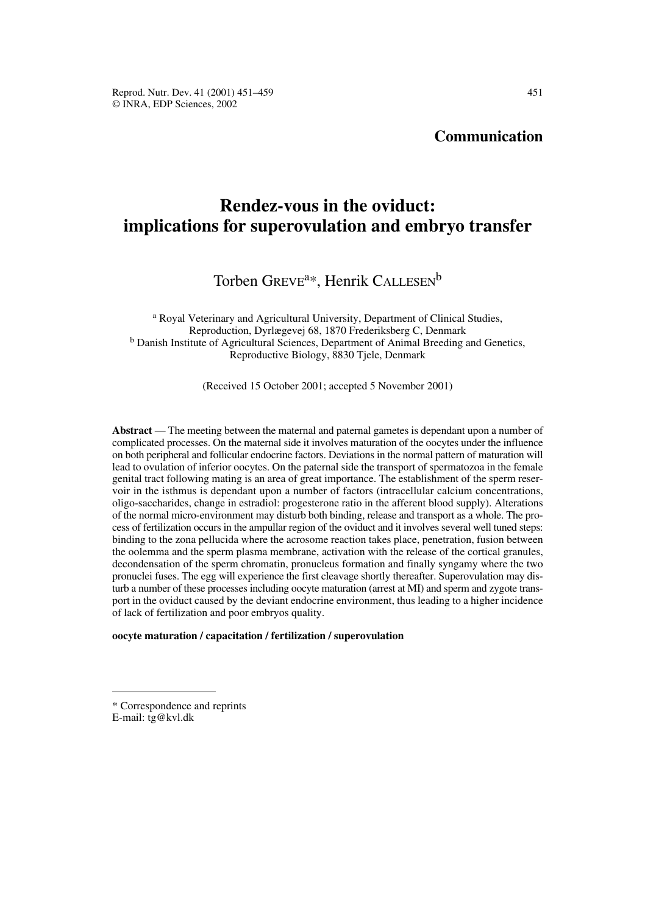**Communication**

# Rendez-vous in the oviduct: implications for superovulation and embryo transfer

Torben GREVE[a*], Henrik CALLESEN[b]

[a] Royal Veterinary and Agricultural University, Department of Clinical Studies, Reproduction, Dyrlægevej 68, 1870 Frederiksberg C, Denmark
[b] Danish Institute of Agricultural Sciences, Department of Animal Breeding and Genetics, Reproductive Biology, 8830 Tjele, Denmark

(Received 15 October 2001; accepted 5 November 2001)

**Abstract** — The meeting between the maternal and paternal gametes is dependant upon a number of complicated processes. On the maternal side it involves maturation of the oocytes under the influence on both peripheral and follicular endocrine factors. Deviations in the normal pattern of maturation will lead to ovulation of inferior oocytes. On the paternal side the transport of spermatozoa in the female genital tract following mating is an area of great importance. The establishment of the sperm reservoir in the isthmus is dependant upon a number of factors (intracellular calcium concentrations, oligo-saccharides, change in estradiol: progesterone ratio in the afferent blood supply). Alterations of the normal micro-environment may disturb both binding, release and transport as a whole. The process of fertilization occurs in the ampullar region of the oviduct and it involves several well tuned steps: binding to the zona pellucida where the acrosome reaction takes place, penetration, fusion between the oolemma and the sperm plasma membrane, activation with the release of the cortical granules, decondensation of the sperm chromatin, pronucleus formation and finally syngamy where the two pronuclei fuses. The egg will experience the first cleavage shortly thereafter. Superovulation may disturb a number of these processes including oocyte maturation (arrest at MI) and sperm and zygote transport in the oviduct caused by the deviant endocrine environment, thus leading to a higher incidence of lack of fertilization and poor embryos quality.

**oocyte maturation / capacitation / fertilization / superovulation**

---

\* Correspondence and reprints
E-mail: tg@kvl.dk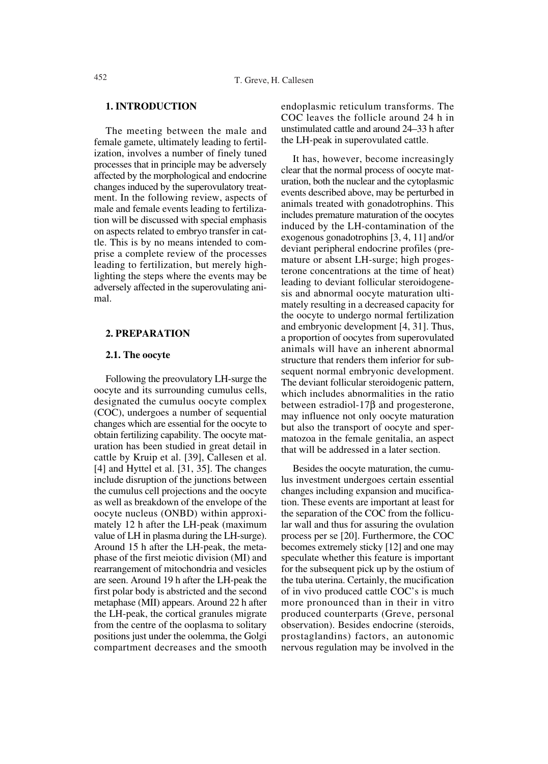## 1. INTRODUCTION

The meeting between the male and female gamete, ultimately leading to fertilization, involves a number of finely tuned processes that in principle may be adversely affected by the morphological and endocrine changes induced by the superovulatory treatment. In the following review, aspects of male and female events leading to fertilization will be discussed with special emphasis on aspects related to embryo transfer in cattle. This is by no means intended to comprise a complete review of the processes leading to fertilization, but merely highlighting the steps where the events may be adversely affected in the superovulating animal.

## 2. PREPARATION

### 2.1. The oocyte

Following the preovulatory LH-surge the oocyte and its surrounding cumulus cells, designated the cumulus oocyte complex (COC), undergoes a number of sequential changes which are essential for the oocyte to obtain fertilizing capability. The oocyte maturation has been studied in great detail in cattle by Kruip et al. [39], Callesen et al. [4] and Hyttel et al. [31, 35]. The changes include disruption of the junctions between the cumulus cell projections and the oocyte as well as breakdown of the envelope of the oocyte nucleus (ONBD) within approximately 12 h after the LH-peak (maximum value of LH in plasma during the LH-surge). Around 15 h after the LH-peak, the metaphase of the first meiotic division (MI) and rearrangement of mitochondria and vesicles are seen. Around 19 h after the LH-peak the first polar body is abstricted and the second metaphase (MII) appears. Around 22 h after the LH-peak, the cortical granules migrate from the centre of the ooplasma to solitary positions just under the oolemma, the Golgi compartment decreases and the smooth endoplasmic reticulum transforms. The COC leaves the follicle around 24 h in unstimulated cattle and around 24–33 h after the LH-peak in superovulated cattle.

It has, however, become increasingly clear that the normal process of oocyte maturation, both the nuclear and the cytoplasmic events described above, may be perturbed in animals treated with gonadotrophins. This includes premature maturation of the oocytes induced by the LH-contamination of the exogenous gonadotrophins [3, 4, 11] and/or deviant peripheral endocrine profiles (premature or absent LH-surge; high progesterone concentrations at the time of heat) leading to deviant follicular steroidogenesis and abnormal oocyte maturation ultimately resulting in a decreased capacity for the oocyte to undergo normal fertilization and embryonic development [4, 31]. Thus, a proportion of oocytes from superovulated animals will have an inherent abnormal structure that renders them inferior for subsequent normal embryonic development. The deviant follicular steroidogenic pattern, which includes abnormalities in the ratio between estradiol-17β and progesterone, may influence not only oocyte maturation but also the transport of oocyte and spermatozoa in the female genitalia, an aspect that will be addressed in a later section.

Besides the oocyte maturation, the cumulus investment undergoes certain essential changes including expansion and mucification. These events are important at least for the separation of the COC from the follicular wall and thus for assuring the ovulation process per se [20]. Furthermore, the COC becomes extremely sticky [12] and one may speculate whether this feature is important for the subsequent pick up by the ostium of the tuba uterina. Certainly, the mucification of in vivo produced cattle COC's is much more pronounced than in their in vitro produced counterparts (Greve, personal observation). Besides endocrine (steroids, prostaglandins) factors, an autonomic nervous regulation may be involved in the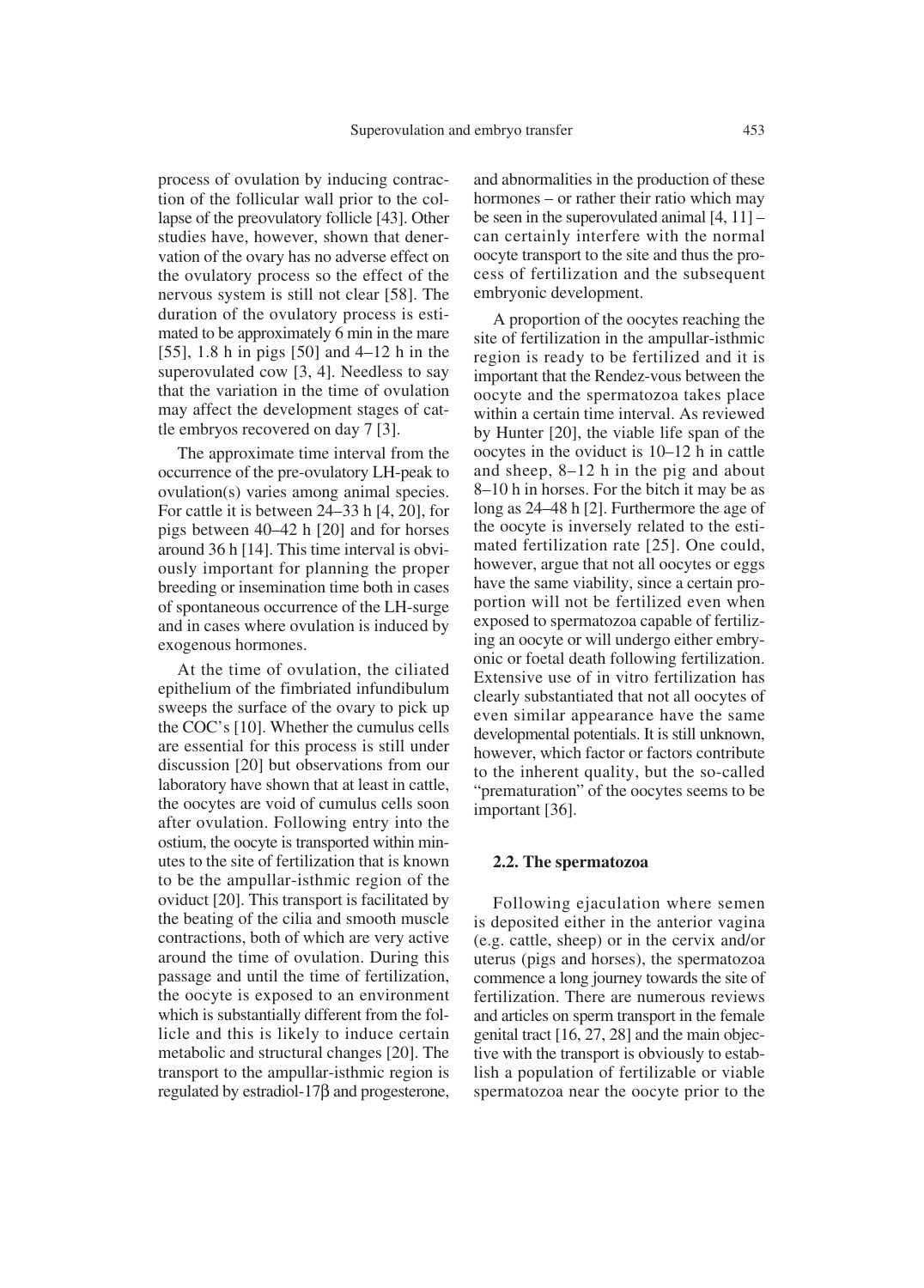process of ovulation by inducing contraction of the follicular wall prior to the collapse of the preovulatory follicle [43]. Other studies have, however, shown that denervation of the ovary has no adverse effect on the ovulatory process so the effect of the nervous system is still not clear [58]. The duration of the ovulatory process is estimated to be approximately 6 min in the mare [55], 1.8 h in pigs [50] and 4–12 h in the superovulated cow [3, 4]. Needless to say that the variation in the time of ovulation may affect the development stages of cattle embryos recovered on day 7 [3].

The approximate time interval from the occurrence of the pre-ovulatory LH-peak to ovulation(s) varies among animal species. For cattle it is between 24–33 h [4, 20], for pigs between 40–42 h [20] and for horses around 36 h [14]. This time interval is obviously important for planning the proper breeding or insemination time both in cases of spontaneous occurrence of the LH-surge and in cases where ovulation is induced by exogenous hormones.

At the time of ovulation, the ciliated epithelium of the fimbriated infundibulum sweeps the surface of the ovary to pick up the COC's [10]. Whether the cumulus cells are essential for this process is still under discussion [20] but observations from our laboratory have shown that at least in cattle, the oocytes are void of cumulus cells soon after ovulation. Following entry into the ostium, the oocyte is transported within minutes to the site of fertilization that is known to be the ampullar-isthmic region of the oviduct [20]. This transport is facilitated by the beating of the cilia and smooth muscle contractions, both of which are very active around the time of ovulation. During this passage and until the time of fertilization, the oocyte is exposed to an environment which is substantially different from the follicle and this is likely to induce certain metabolic and structural changes [20]. The transport to the ampullar-isthmic region is regulated by estradiol-17β and progesterone, and abnormalities in the production of these hormones – or rather their ratio which may be seen in the superovulated animal [4, 11] – can certainly interfere with the normal oocyte transport to the site and thus the process of fertilization and the subsequent embryonic development.

A proportion of the oocytes reaching the site of fertilization in the ampullar-isthmic region is ready to be fertilized and it is important that the Rendez-vous between the oocyte and the spermatozoa takes place within a certain time interval. As reviewed by Hunter [20], the viable life span of the oocytes in the oviduct is 10–12 h in cattle and sheep, 8–12 h in the pig and about 8–10 h in horses. For the bitch it may be as long as 24–48 h [2]. Furthermore the age of the oocyte is inversely related to the estimated fertilization rate [25]. One could, however, argue that not all oocytes or eggs have the same viability, since a certain proportion will not be fertilized even when exposed to spermatozoa capable of fertilizing an oocyte or will undergo either embryonic or foetal death following fertilization. Extensive use of in vitro fertilization has clearly substantiated that not all oocytes of even similar appearance have the same developmental potentials. It is still unknown, however, which factor or factors contribute to the inherent quality, but the so-called "prematuration" of the oocytes seems to be important [36].

### 2.2. The spermatozoa

Following ejaculation where semen is deposited either in the anterior vagina (e.g. cattle, sheep) or in the cervix and/or uterus (pigs and horses), the spermatozoa commence a long journey towards the site of fertilization. There are numerous reviews and articles on sperm transport in the female genital tract [16, 27, 28] and the main objective with the transport is obviously to establish a population of fertilizable or viable spermatozoa near the oocyte prior to the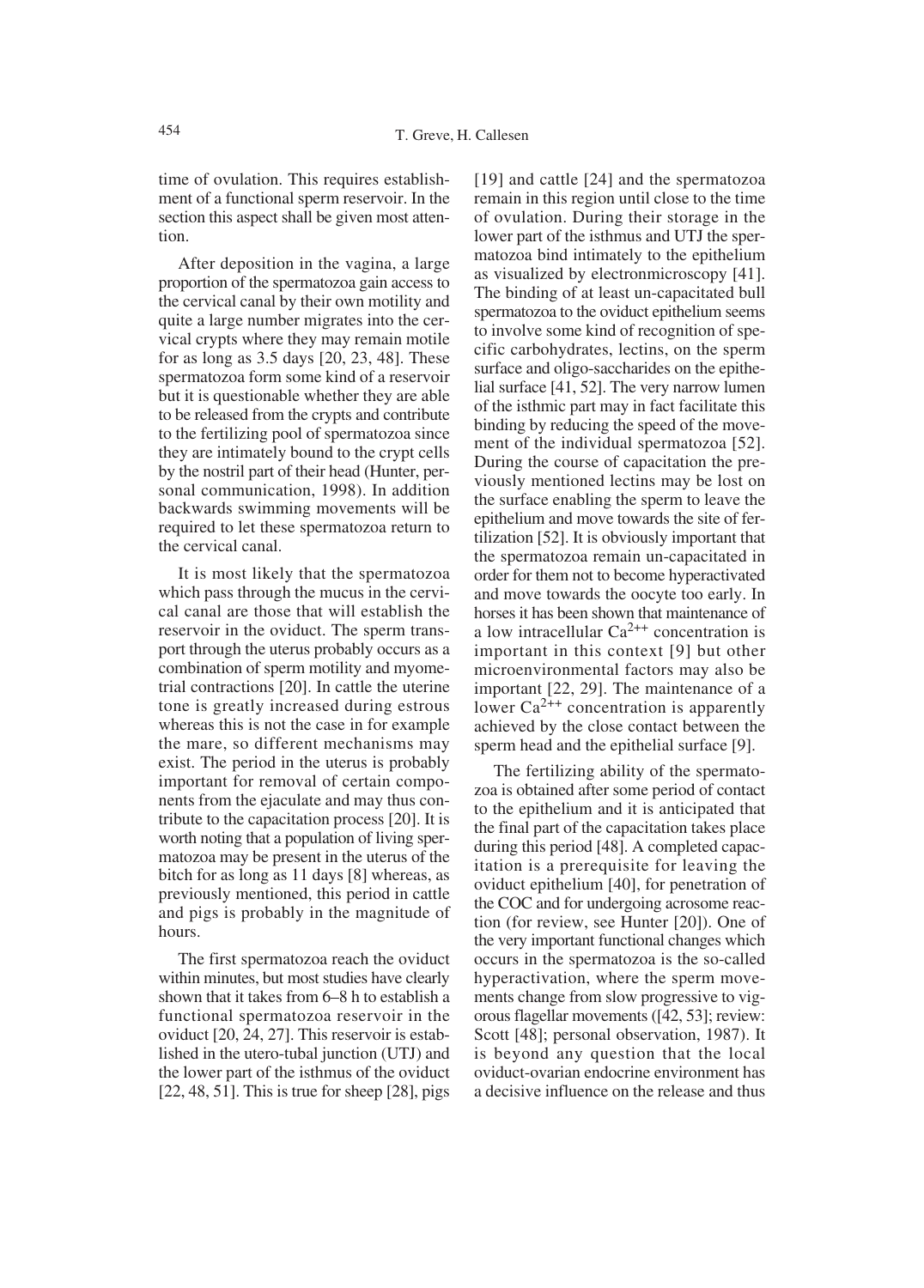time of ovulation. This requires establishment of a functional sperm reservoir. In the section this aspect shall be given most attention.

After deposition in the vagina, a large proportion of the spermatozoa gain access to the cervical canal by their own motility and quite a large number migrates into the cervical crypts where they may remain motile for as long as 3.5 days [20, 23, 48]. These spermatozoa form some kind of a reservoir but it is questionable whether they are able to be released from the crypts and contribute to the fertilizing pool of spermatozoa since they are intimately bound to the crypt cells by the nostril part of their head (Hunter, personal communication, 1998). In addition backwards swimming movements will be required to let these spermatozoa return to the cervical canal.

It is most likely that the spermatozoa which pass through the mucus in the cervical canal are those that will establish the reservoir in the oviduct. The sperm transport through the uterus probably occurs as a combination of sperm motility and myometrial contractions [20]. In cattle the uterine tone is greatly increased during estrous whereas this is not the case in for example the mare, so different mechanisms may exist. The period in the uterus is probably important for removal of certain components from the ejaculate and may thus contribute to the capacitation process [20]. It is worth noting that a population of living spermatozoa may be present in the uterus of the bitch for as long as 11 days [8] whereas, as previously mentioned, this period in cattle and pigs is probably in the magnitude of hours.

The first spermatozoa reach the oviduct within minutes, but most studies have clearly shown that it takes from 6–8 h to establish a functional spermatozoa reservoir in the oviduct [20, 24, 27]. This reservoir is established in the utero-tubal junction (UTJ) and the lower part of the isthmus of the oviduct [22, 48, 51]. This is true for sheep [28], pigs [19] and cattle [24] and the spermatozoa remain in this region until close to the time of ovulation. During their storage in the lower part of the isthmus and UTJ the spermatozoa bind intimately to the epithelium as visualized by electronmicroscopy [41]. The binding of at least un-capacitated bull spermatozoa to the oviduct epithelium seems to involve some kind of recognition of specific carbohydrates, lectins, on the sperm surface and oligo-saccharides on the epithelial surface [41, 52]. The very narrow lumen of the isthmic part may in fact facilitate this binding by reducing the speed of the movement of the individual spermatozoa [52]. During the course of capacitation the previously mentioned lectins may be lost on the surface enabling the sperm to leave the epithelium and move towards the site of fertilization [52]. It is obviously important that the spermatozoa remain un-capacitated in order for them not to become hyperactivated and move towards the oocyte too early. In horses it has been shown that maintenance of a low intracellular $Ca^{2++}$ concentration is important in this context [9] but other microenvironmental factors may also be important [22, 29]. The maintenance of a lower $Ca^{2++}$ concentration is apparently achieved by the close contact between the sperm head and the epithelial surface [9].

The fertilizing ability of the spermatozoa is obtained after some period of contact to the epithelium and it is anticipated that the final part of the capacitation takes place during this period [48]. A completed capacitation is a prerequisite for leaving the oviduct epithelium [40], for penetration of the COC and for undergoing acrosome reaction (for review, see Hunter [20]). One of the very important functional changes which occurs in the spermatozoa is the so-called hyperactivation, where the sperm movements change from slow progressive to vigorous flagellar movements ([42, 53]; review: Scott [48]; personal observation, 1987). It is beyond any question that the local oviduct-ovarian endocrine environment has a decisive influence on the release and thus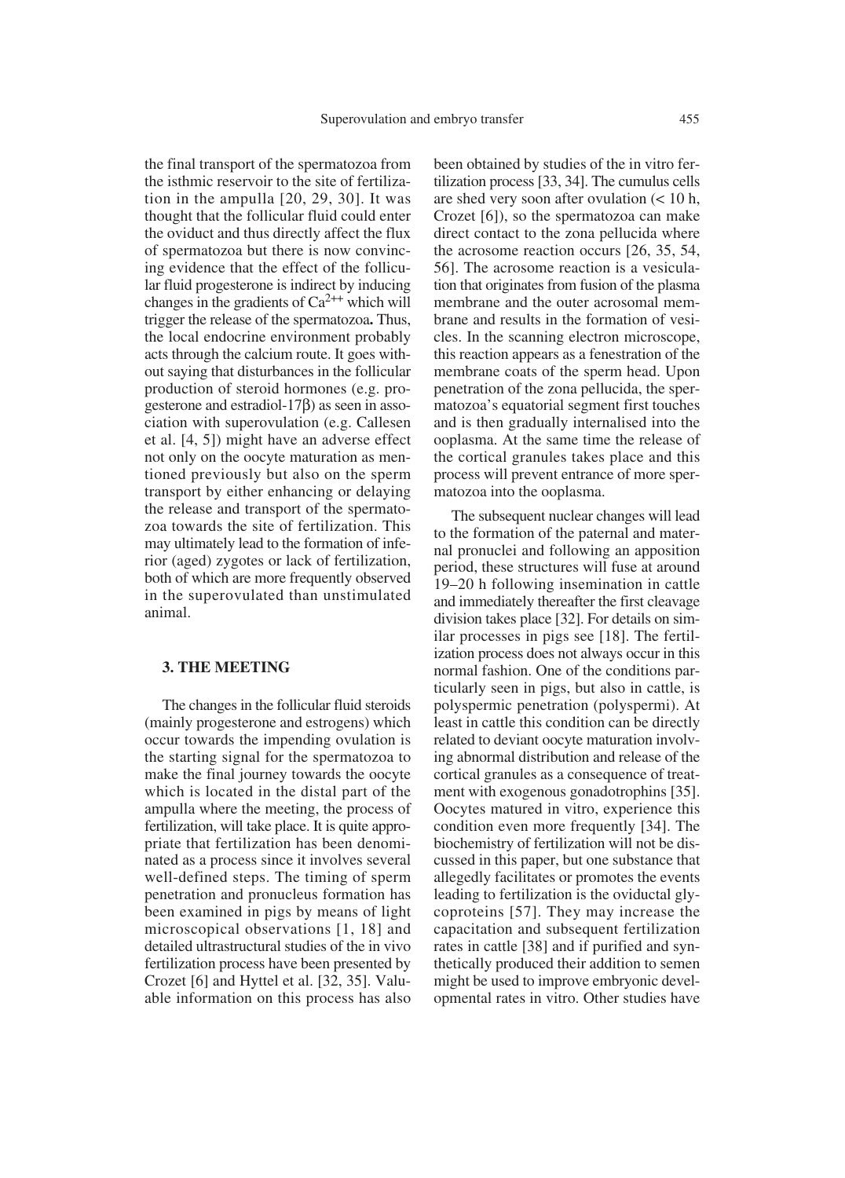the final transport of the spermatozoa from the isthmic reservoir to the site of fertilization in the ampulla [20, 29, 30]. It was thought that the follicular fluid could enter the oviduct and thus directly affect the flux of spermatozoa but there is now convincing evidence that the effect of the follicular fluid progesterone is indirect by inducing changes in the gradients of $Ca^{2++}$ which will trigger the release of the spermatozoa**.** Thus, the local endocrine environment probably acts through the calcium route. It goes without saying that disturbances in the follicular production of steroid hormones (e.g. progesterone and estradiol-17β) as seen in association with superovulation (e.g. Callesen et al. [4, 5]) might have an adverse effect not only on the oocyte maturation as mentioned previously but also on the sperm transport by either enhancing or delaying the release and transport of the spermatozoa towards the site of fertilization. This may ultimately lead to the formation of inferior (aged) zygotes or lack of fertilization, both of which are more frequently observed in the superovulated than unstimulated animal.

## 3. THE MEETING

The changes in the follicular fluid steroids (mainly progesterone and estrogens) which occur towards the impending ovulation is the starting signal for the spermatozoa to make the final journey towards the oocyte which is located in the distal part of the ampulla where the meeting, the process of fertilization, will take place. It is quite appropriate that fertilization has been denominated as a process since it involves several well-defined steps. The timing of sperm penetration and pronucleus formation has been examined in pigs by means of light microscopical observations [1, 18] and detailed ultrastructural studies of the in vivo fertilization process have been presented by Crozet [6] and Hyttel et al. [32, 35]. Valuable information on this process has also been obtained by studies of the in vitro fertilization process [33, 34]. The cumulus cells are shed very soon after ovulation (< 10 h, Crozet [6]), so the spermatozoa can make direct contact to the zona pellucida where the acrosome reaction occurs [26, 35, 54, 56]. The acrosome reaction is a vesiculation that originates from fusion of the plasma membrane and the outer acrosomal membrane and results in the formation of vesicles. In the scanning electron microscope, this reaction appears as a fenestration of the membrane coats of the sperm head. Upon penetration of the zona pellucida, the spermatozoa's equatorial segment first touches and is then gradually internalised into the ooplasma. At the same time the release of the cortical granules takes place and this process will prevent entrance of more spermatozoa into the ooplasma.

The subsequent nuclear changes will lead to the formation of the paternal and maternal pronuclei and following an apposition period, these structures will fuse at around 19–20 h following insemination in cattle and immediately thereafter the first cleavage division takes place [32]. For details on similar processes in pigs see [18]. The fertilization process does not always occur in this normal fashion. One of the conditions particularly seen in pigs, but also in cattle, is polyspermic penetration (polyspermi). At least in cattle this condition can be directly related to deviant oocyte maturation involving abnormal distribution and release of the cortical granules as a consequence of treatment with exogenous gonadotrophins [35]. Oocytes matured in vitro, experience this condition even more frequently [34]. The biochemistry of fertilization will not be discussed in this paper, but one substance that allegedly facilitates or promotes the events leading to fertilization is the oviductal glycoproteins [57]. They may increase the capacitation and subsequent fertilization rates in cattle [38] and if purified and synthetically produced their addition to semen might be used to improve embryonic developmental rates in vitro. Other studies have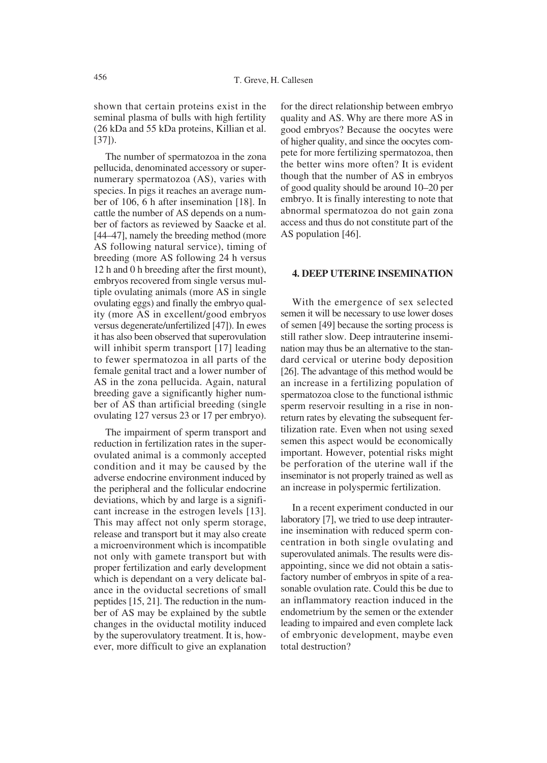shown that certain proteins exist in the seminal plasma of bulls with high fertility (26 kDa and 55 kDa proteins, Killian et al. [37]).

The number of spermatozoa in the zona pellucida, denominated accessory or supernumerary spermatozoa (AS), varies with species. In pigs it reaches an average number of 106, 6 h after insemination [18]. In cattle the number of AS depends on a number of factors as reviewed by Saacke et al. [44–47], namely the breeding method (more AS following natural service), timing of breeding (more AS following 24 h versus 12 h and 0 h breeding after the first mount), embryos recovered from single versus multiple ovulating animals (more AS in single ovulating eggs) and finally the embryo quality (more AS in excellent/good embryos versus degenerate/unfertilized [47]). In ewes it has also been observed that superovulation will inhibit sperm transport [17] leading to fewer spermatozoa in all parts of the female genital tract and a lower number of AS in the zona pellucida. Again, natural breeding gave a significantly higher number of AS than artificial breeding (single ovulating 127 versus 23 or 17 per embryo).

The impairment of sperm transport and reduction in fertilization rates in the superovulated animal is a commonly accepted condition and it may be caused by the adverse endocrine environment induced by the peripheral and the follicular endocrine deviations, which by and large is a significant increase in the estrogen levels [13]. This may affect not only sperm storage, release and transport but it may also create a microenvironment which is incompatible not only with gamete transport but with proper fertilization and early development which is dependant on a very delicate balance in the oviductal secretions of small peptides [15, 21]. The reduction in the number of AS may be explained by the subtle changes in the oviductal motility induced by the superovulatory treatment. It is, however, more difficult to give an explanation for the direct relationship between embryo quality and AS. Why are there more AS in good embryos? Because the oocytes were of higher quality, and since the oocytes compete for more fertilizing spermatozoa, then the better wins more often? It is evident though that the number of AS in embryos of good quality should be around 10–20 per embryo. It is finally interesting to note that abnormal spermatozoa do not gain zona access and thus do not constitute part of the AS population [46].

## 4. DEEP UTERINE INSEMINATION

With the emergence of sex selected semen it will be necessary to use lower doses of semen [49] because the sorting process is still rather slow. Deep intrauterine insemination may thus be an alternative to the standard cervical or uterine body deposition [26]. The advantage of this method would be an increase in a fertilizing population of spermatozoa close to the functional isthmic sperm reservoir resulting in a rise in nonreturn rates by elevating the subsequent fertilization rate. Even when not using sexed semen this aspect would be economically important. However, potential risks might be perforation of the uterine wall if the inseminator is not properly trained as well as an increase in polyspermic fertilization.

In a recent experiment conducted in our laboratory [7], we tried to use deep intrauterine insemination with reduced sperm concentration in both single ovulating and superovulated animals. The results were disappointing, since we did not obtain a satisfactory number of embryos in spite of a reasonable ovulation rate. Could this be due to an inflammatory reaction induced in the endometrium by the semen or the extender leading to impaired and even complete lack of embryonic development, maybe even total destruction?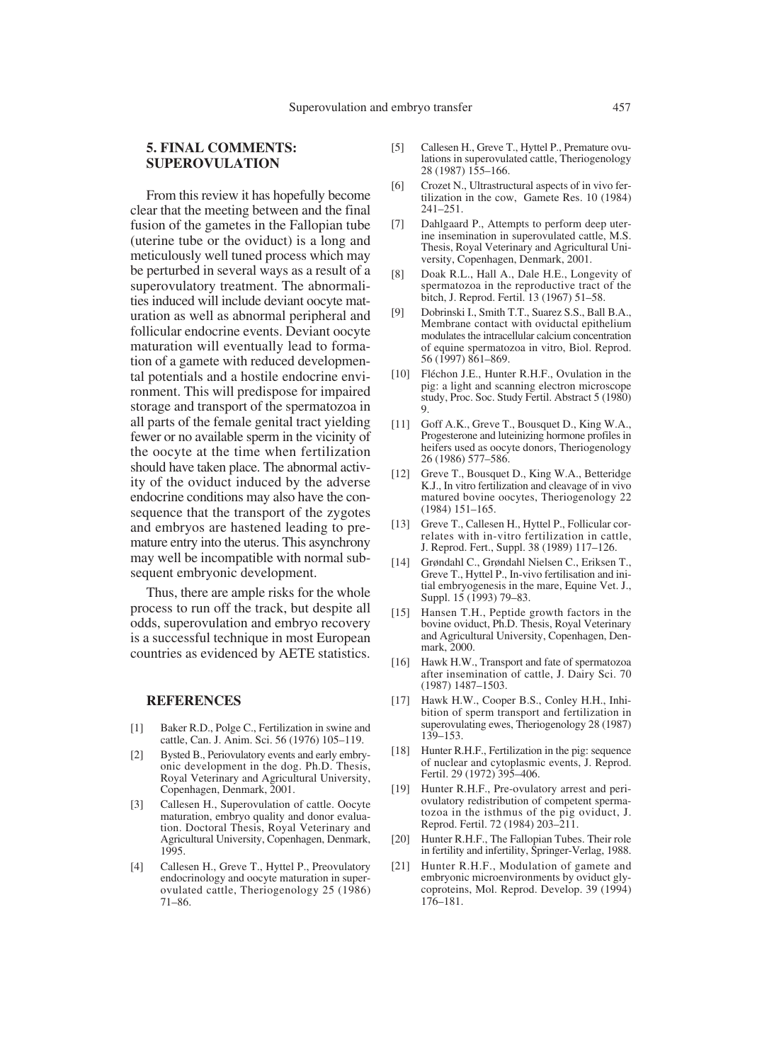## 5. FINAL COMMENTS: SUPEROVULATION

From this review it has hopefully become clear that the meeting between and the final fusion of the gametes in the Fallopian tube (uterine tube or the oviduct) is a long and meticulously well tuned process which may be perturbed in several ways as a result of a superovulatory treatment. The abnormalities induced will include deviant oocyte maturation as well as abnormal peripheral and follicular endocrine events. Deviant oocyte maturation will eventually lead to formation of a gamete with reduced developmental potentials and a hostile endocrine environment. This will predispose for impaired storage and transport of the spermatozoa in all parts of the female genital tract yielding fewer or no available sperm in the vicinity of the oocyte at the time when fertilization should have taken place. The abnormal activity of the oviduct induced by the adverse endocrine conditions may also have the consequence that the transport of the zygotes and embryos are hastened leading to premature entry into the uterus. This asynchrony may well be incompatible with normal subsequent embryonic development.

Thus, there are ample risks for the whole process to run off the track, but despite all odds, superovulation and embryo recovery is a successful technique in most European countries as evidenced by AETE statistics.

## REFERENCES

[1] Baker R.D., Polge C., Fertilization in swine and cattle, Can. J. Anim. Sci. 56 (1976) 105–119.

[2] Bysted B., Periovulatory events and early embryonic development in the dog. Ph.D. Thesis, Royal Veterinary and Agricultural University, Copenhagen, Denmark, 2001.

[3] Callesen H., Superovulation of cattle. Oocyte maturation, embryo quality and donor evaluation. Doctoral Thesis, Royal Veterinary and Agricultural University, Copenhagen, Denmark, 1995.

[4] Callesen H., Greve T., Hyttel P., Preovulatory endocrinology and oocyte maturation in superovulated cattle, Theriogenology 25 (1986) 71–86.

[5] Callesen H., Greve T., Hyttel P., Premature ovulations in superovulated cattle, Theriogenology 28 (1987) 155–166.

[6] Crozet N., Ultrastructural aspects of in vivo fertilization in the cow, Gamete Res. 10 (1984) 241–251.

[7] Dahlgaard P., Attempts to perform deep uterine insemination in superovulated cattle, M.S. Thesis, Royal Veterinary and Agricultural University, Copenhagen, Denmark, 2001.

[8] Doak R.L., Hall A., Dale H.E., Longevity of spermatozoa in the reproductive tract of the bitch, J. Reprod. Fertil. 13 (1967) 51–58.

[9] Dobrinski I., Smith T.T., Suarez S.S., Ball B.A., Membrane contact with oviductal epithelium modulates the intracellular calcium concentration of equine spermatozoa in vitro, Biol. Reprod. 56 (1997) 861–869.

[10] Fléchon J.E., Hunter R.H.F., Ovulation in the pig: a light and scanning electron microscope study, Proc. Soc. Study Fertil. Abstract 5 (1980) 9.

[11] Goff A.K., Greve T., Bousquet D., King W.A., Progesterone and luteinizing hormone profiles in heifers used as oocyte donors, Theriogenology 26 (1986) 577–586.

[12] Greve T., Bousquet D., King W.A., Betteridge K.J., In vitro fertilization and cleavage of in vivo matured bovine oocytes, Theriogenology 22 (1984) 151–165.

[13] Greve T., Callesen H., Hyttel P., Follicular correlates with in-vitro fertilization in cattle, J. Reprod. Fert., Suppl. 38 (1989) 117–126.

[14] Grøndahl C., Grøndahl Nielsen C., Eriksen T., Greve T., Hyttel P., In-vivo fertilisation and initial embryogenesis in the mare, Equine Vet. J., Suppl. 15 (1993) 79–83.

[15] Hansen T.H., Peptide growth factors in the bovine oviduct, Ph.D. Thesis, Royal Veterinary and Agricultural University, Copenhagen, Denmark, 2000.

[16] Hawk H.W., Transport and fate of spermatozoa after insemination of cattle, J. Dairy Sci. 70 (1987) 1487–1503.

[17] Hawk H.W., Cooper B.S., Conley H.H., Inhibition of sperm transport and fertilization in superovulating ewes, Theriogenology 28 (1987) 139–153.

[18] Hunter R.H.F., Fertilization in the pig: sequence of nuclear and cytoplasmic events, J. Reprod. Fertil. 29 (1972) 395–406.

[19] Hunter R.H.F., Pre-ovulatory arrest and periovulatory redistribution of competent spermatozoa in the isthmus of the pig oviduct, J. Reprod. Fertil. 72 (1984) 203–211.

[20] Hunter R.H.F., The Fallopian Tubes. Their role in fertility and infertility, Springer-Verlag, 1988.

[21] Hunter R.H.F., Modulation of gamete and embryonic microenvironments by oviduct glycoproteins, Mol. Reprod. Develop. 39 (1994) 176–181.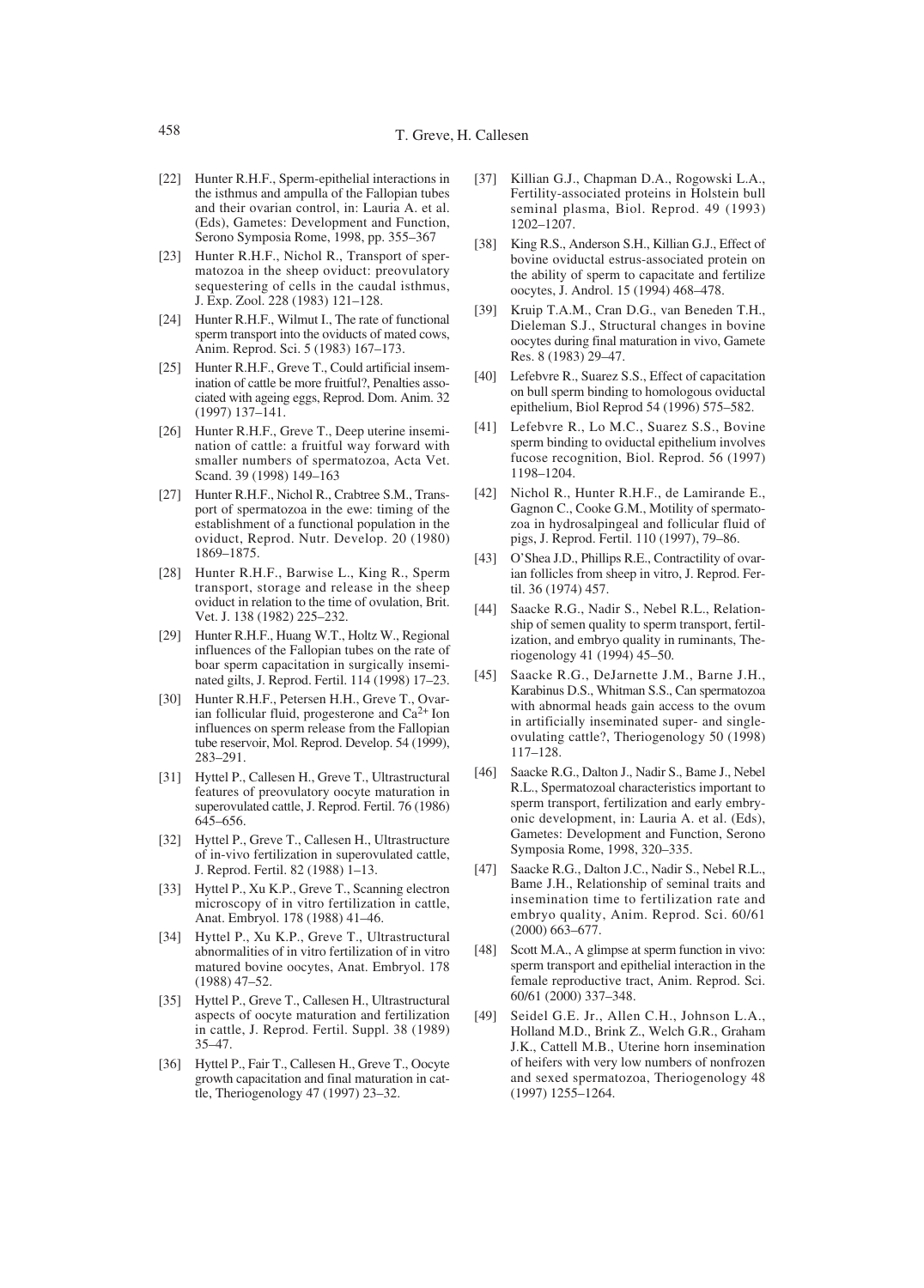[22] Hunter R.H.F., Sperm-epithelial interactions in the isthmus and ampulla of the Fallopian tubes and their ovarian control, in: Lauria A. et al. (Eds), Gametes: Development and Function, Serono Symposia Rome, 1998, pp. 355–367

[23] Hunter R.H.F., Nichol R., Transport of spermatozoa in the sheep oviduct: preovulatory sequestering of cells in the caudal isthmus, J. Exp. Zool. 228 (1983) 121–128.

[24] Hunter R.H.F., Wilmut I., The rate of functional sperm transport into the oviducts of mated cows, Anim. Reprod. Sci. 5 (1983) 167–173.

[25] Hunter R.H.F., Greve T., Could artificial insemination of cattle be more fruitful?, Penalties associated with ageing eggs, Reprod. Dom. Anim. 32 (1997) 137–141.

[26] Hunter R.H.F., Greve T., Deep uterine insemination of cattle: a fruitful way forward with smaller numbers of spermatozoa, Acta Vet. Scand. 39 (1998) 149–163

[27] Hunter R.H.F., Nichol R., Crabtree S.M., Transport of spermatozoa in the ewe: timing of the establishment of a functional population in the oviduct, Reprod. Nutr. Develop. 20 (1980) 1869–1875.

[28] Hunter R.H.F., Barwise L., King R., Sperm transport, storage and release in the sheep oviduct in relation to the time of ovulation, Brit. Vet. J. 138 (1982) 225–232.

[29] Hunter R.H.F., Huang W.T., Holtz W., Regional influences of the Fallopian tubes on the rate of boar sperm capacitation in surgically inseminated gilts, J. Reprod. Fertil. 114 (1998) 17–23.

[30] Hunter R.H.F., Petersen H.H., Greve T., Ovarian follicular fluid, progesterone and $Ca^{2+}$ Ion influences on sperm release from the Fallopian tube reservoir, Mol. Reprod. Develop. 54 (1999), 283–291.

[31] Hyttel P., Callesen H., Greve T., Ultrastructural features of preovulatory oocyte maturation in superovulated cattle, J. Reprod. Fertil. 76 (1986) 645–656.

[32] Hyttel P., Greve T., Callesen H., Ultrastructure of in-vivo fertilization in superovulated cattle, J. Reprod. Fertil. 82 (1988) 1–13.

[33] Hyttel P., Xu K.P., Greve T., Scanning electron microscopy of in vitro fertilization in cattle, Anat. Embryol. 178 (1988) 41–46.

[34] Hyttel P., Xu K.P., Greve T., Ultrastructural abnormalities of in vitro fertilization of in vitro matured bovine oocytes, Anat. Embryol. 178 (1988) 47–52.

[35] Hyttel P., Greve T., Callesen H., Ultrastructural aspects of oocyte maturation and fertilization in cattle, J. Reprod. Fertil. Suppl. 38 (1989) 35–47.

[36] Hyttel P., Fair T., Callesen H., Greve T., Oocyte growth capacitation and final maturation in cattle, Theriogenology 47 (1997) 23–32.

[37] Killian G.J., Chapman D.A., Rogowski L.A., Fertility-associated proteins in Holstein bull seminal plasma, Biol. Reprod. 49 (1993) 1202–1207.

[38] King R.S., Anderson S.H., Killian G.J., Effect of bovine oviductal estrus-associated protein on the ability of sperm to capacitate and fertilize oocytes, J. Androl. 15 (1994) 468–478.

[39] Kruip T.A.M., Cran D.G., van Beneden T.H., Dieleman S.J., Structural changes in bovine oocytes during final maturation in vivo, Gamete Res. 8 (1983) 29–47.

[40] Lefebvre R., Suarez S.S., Effect of capacitation on bull sperm binding to homologous oviductal epithelium, Biol Reprod 54 (1996) 575–582.

[41] Lefebvre R., Lo M.C., Suarez S.S., Bovine sperm binding to oviductal epithelium involves fucose recognition, Biol. Reprod. 56 (1997) 1198–1204.

[42] Nichol R., Hunter R.H.F., de Lamirande E., Gagnon C., Cooke G.M., Motility of spermatozoa in hydrosalpingeal and follicular fluid of pigs, J. Reprod. Fertil. 110 (1997), 79–86.

[43] O'Shea J.D., Phillips R.E., Contractility of ovarian follicles from sheep in vitro, J. Reprod. Fertil. 36 (1974) 457.

[44] Saacke R.G., Nadir S., Nebel R.L., Relationship of semen quality to sperm transport, fertilization, and embryo quality in ruminants, Theriogenology 41 (1994) 45–50.

[45] Saacke R.G., DeJarnette J.M., Barne J.H., Karabinus D.S., Whitman S.S., Can spermatozoa with abnormal heads gain access to the ovum in artificially inseminated super- and single-ovulating cattle?, Theriogenology 50 (1998) 117–128.

[46] Saacke R.G., Dalton J., Nadir S., Bame J., Nebel R.L., Spermatozoal characteristics important to sperm transport, fertilization and early embryonic development, in: Lauria A. et al. (Eds), Gametes: Development and Function, Serono Symposia Rome, 1998, 320–335.

[47] Saacke R.G., Dalton J.C., Nadir S., Nebel R.L., Bame J.H., Relationship of seminal traits and insemination time to fertilization rate and embryo quality, Anim. Reprod. Sci. 60/61 (2000) 663–677.

[48] Scott M.A., A glimpse at sperm function in vivo: sperm transport and epithelial interaction in the female reproductive tract, Anim. Reprod. Sci. 60/61 (2000) 337–348.

[49] Seidel G.E. Jr., Allen C.H., Johnson L.A., Holland M.D., Brink Z., Welch G.R., Graham J.K., Cattell M.B., Uterine horn insemination of heifers with very low numbers of nonfrozen and sexed spermatozoa, Theriogenology 48 (1997) 1255–1264.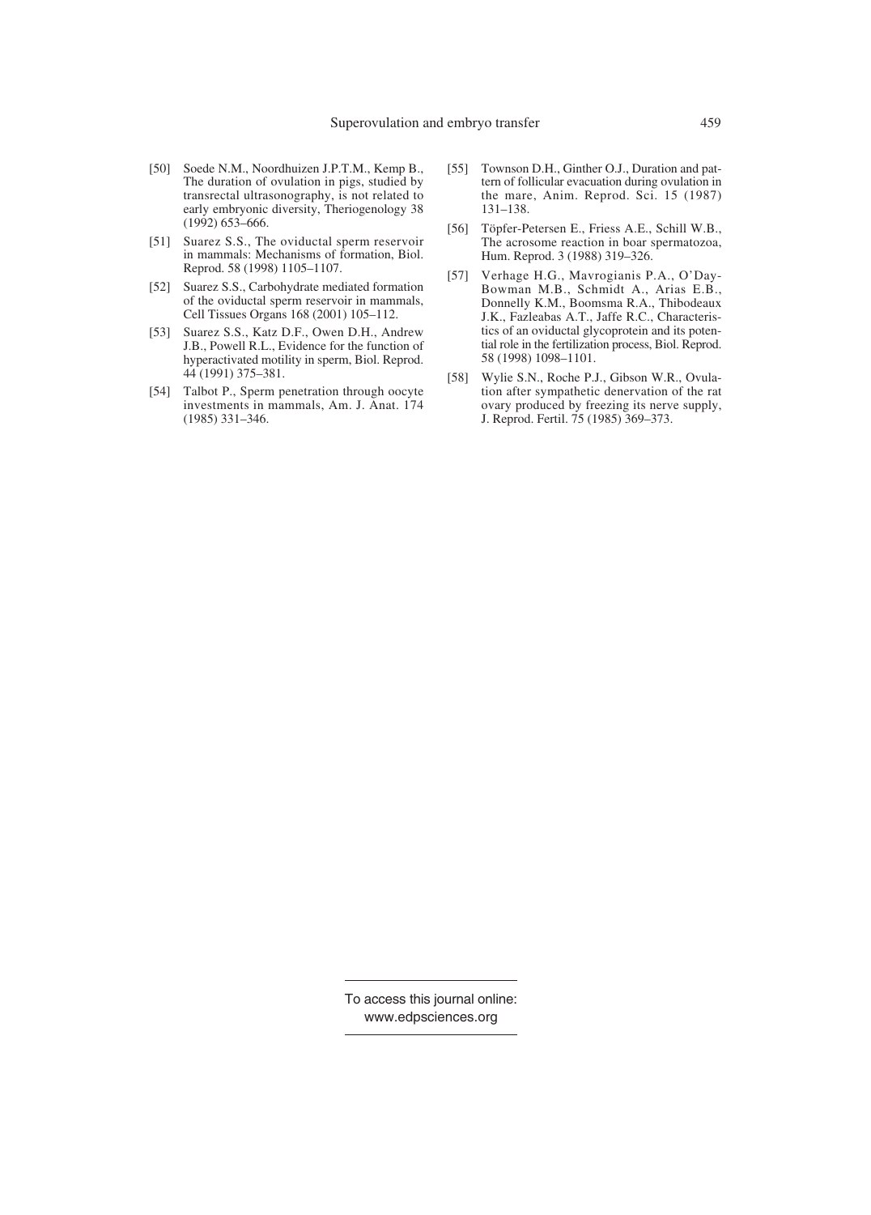[50] Soede N.M., Noordhuizen J.P.T.M., Kemp B., The duration of ovulation in pigs, studied by transrectal ultrasonography, is not related to early embryonic diversity, Theriogenology 38 (1992) 653–666.

[51] Suarez S.S., The oviductal sperm reservoir in mammals: Mechanisms of formation, Biol. Reprod. 58 (1998) 1105–1107.

[52] Suarez S.S., Carbohydrate mediated formation of the oviductal sperm reservoir in mammals, Cell Tissues Organs 168 (2001) 105–112.

[53] Suarez S.S., Katz D.F., Owen D.H., Andrew J.B., Powell R.L., Evidence for the function of hyperactivated motility in sperm, Biol. Reprod. 44 (1991) 375–381.

[54] Talbot P., Sperm penetration through oocyte investments in mammals, Am. J. Anat. 174 (1985) 331–346.

[55] Townson D.H., Ginther O.J., Duration and pattern of follicular evacuation during ovulation in the mare, Anim. Reprod. Sci. 15 (1987) 131–138.

[56] Töpfer-Petersen E., Friess A.E., Schill W.B., The acrosome reaction in boar spermatozoa, Hum. Reprod. 3 (1988) 319–326.

[57] Verhage H.G., Mavrogianis P.A., O'Day-Bowman M.B., Schmidt A., Arias E.B., Donnelly K.M., Boomsma R.A., Thibodeaux J.K., Fazleabas A.T., Jaffe R.C., Characteristics of an oviductal glycoprotein and its potential role in the fertilization process, Biol. Reprod. 58 (1998) 1098–1101.

[58] Wylie S.N., Roche P.J., Gibson W.R., Ovulation after sympathetic denervation of the rat ovary produced by freezing its nerve supply, J. Reprod. Fertil. 75 (1985) 369–373.

To access this journal online:
www.edpsciences.org